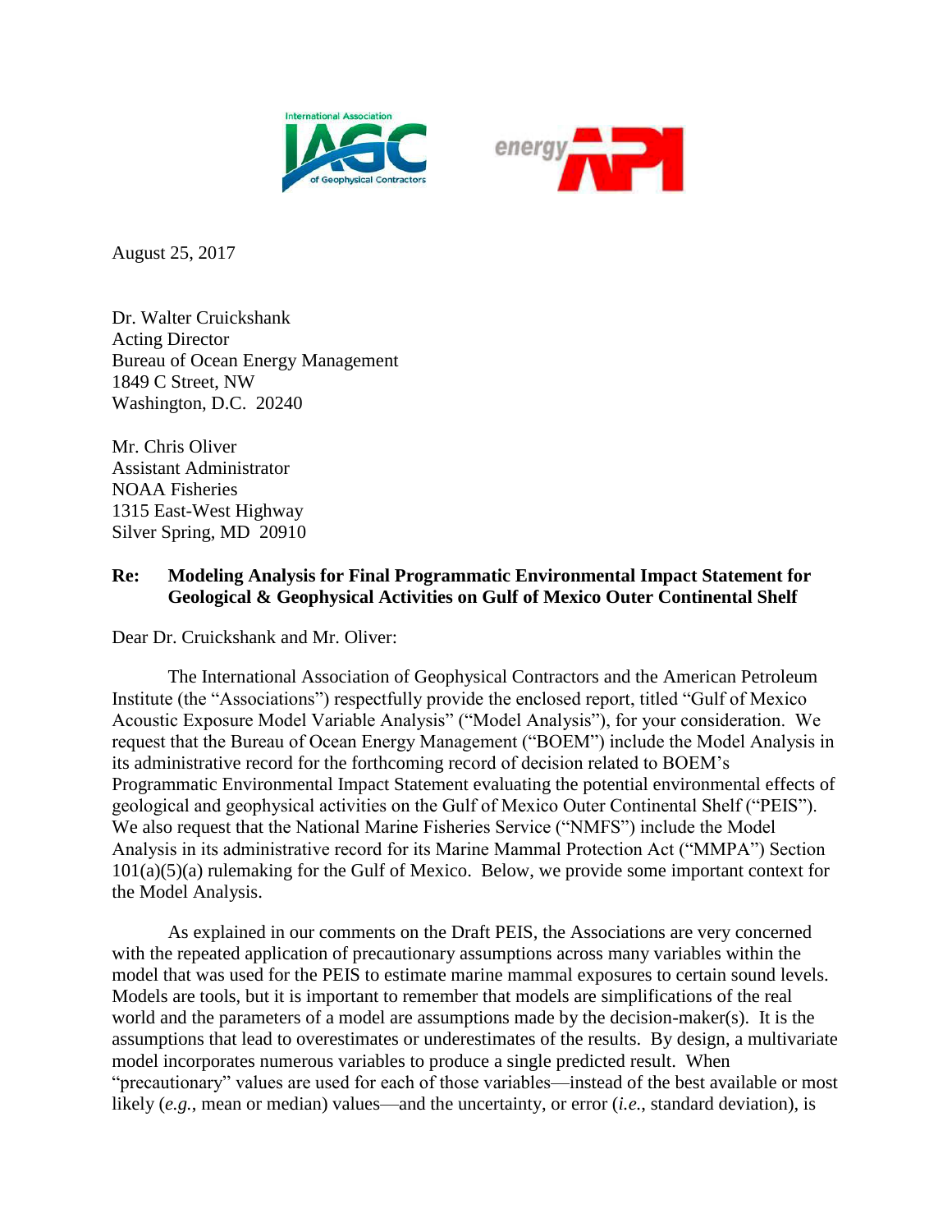August 25, 2017

Dr. Walter Cruickshank
Acting Director
Bureau of Ocean Energy Management
1849 C Street, NW
Washington, D.C. 20240

Mr. Chris Oliver
Assistant Administrator
NOAA Fisheries
1315 East-West Highway
Silver Spring, MD 20910

**Re: Modeling Analysis for Final Programmatic Environmental Impact Statement for Geological & Geophysical Activities on Gulf of Mexico Outer Continental Shelf**

Dear Dr. Cruickshank and Mr. Oliver:

The International Association of Geophysical Contractors and the American Petroleum Institute (the "Associations") respectfully provide the enclosed report, titled "Gulf of Mexico Acoustic Exposure Model Variable Analysis" ("Model Analysis"), for your consideration. We request that the Bureau of Ocean Energy Management ("BOEM") include the Model Analysis in its administrative record for the forthcoming record of decision related to BOEM's Programmatic Environmental Impact Statement evaluating the potential environmental effects of geological and geophysical activities on the Gulf of Mexico Outer Continental Shelf ("PEIS"). We also request that the National Marine Fisheries Service ("NMFS") include the Model Analysis in its administrative record for its Marine Mammal Protection Act ("MMPA") Section 101(a)(5)(a) rulemaking for the Gulf of Mexico. Below, we provide some important context for the Model Analysis.

As explained in our comments on the Draft PEIS, the Associations are very concerned with the repeated application of precautionary assumptions across many variables within the model that was used for the PEIS to estimate marine mammal exposures to certain sound levels. Models are tools, but it is important to remember that models are simplifications of the real world and the parameters of a model are assumptions made by the decision-maker(s). It is the assumptions that lead to overestimates or underestimates of the results. By design, a multivariate model incorporates numerous variables to produce a single predicted result. When "precautionary" values are used for each of those variables—instead of the best available or most likely (*e.g.*, mean or median) values—and the uncertainty, or error (*i.e.*, standard deviation), is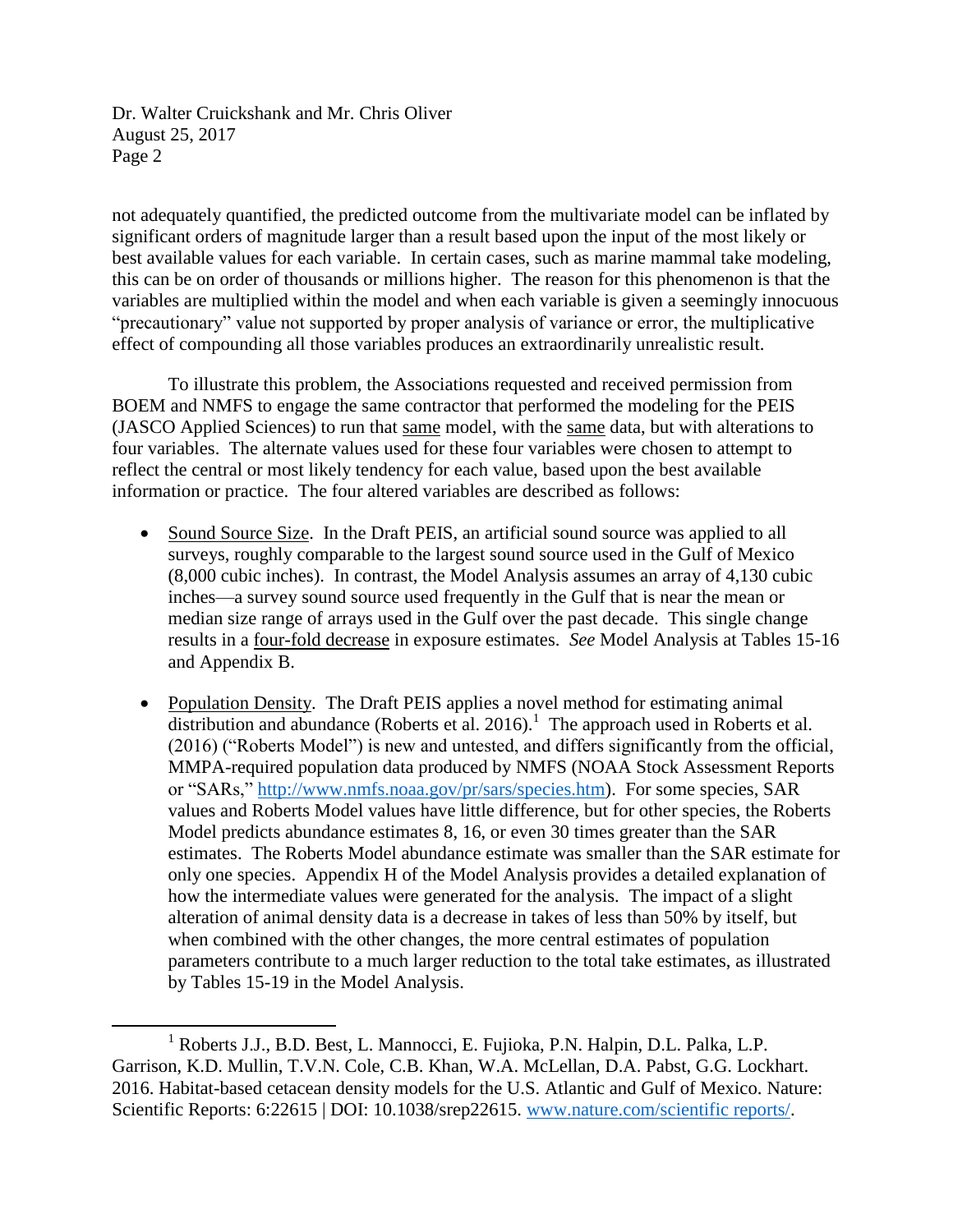not adequately quantified, the predicted outcome from the multivariate model can be inflated by significant orders of magnitude larger than a result based upon the input of the most likely or best available values for each variable. In certain cases, such as marine mammal take modeling, this can be on order of thousands or millions higher. The reason for this phenomenon is that the variables are multiplied within the model and when each variable is given a seemingly innocuous "precautionary" value not supported by proper analysis of variance or error, the multiplicative effect of compounding all those variables produces an extraordinarily unrealistic result.

To illustrate this problem, the Associations requested and received permission from BOEM and NMFS to engage the same contractor that performed the modeling for the PEIS (JASCO Applied Sciences) to run that <u>same</u> model, with the <u>same</u> data, but with alterations to four variables. The alternate values used for these four variables were chosen to attempt to reflect the central or most likely tendency for each value, based upon the best available information or practice. The four altered variables are described as follows:

- <u>Sound Source Size</u>. In the Draft PEIS, an artificial sound source was applied to all surveys, roughly comparable to the largest sound source used in the Gulf of Mexico (8,000 cubic inches). In contrast, the Model Analysis assumes an array of 4,130 cubic inches—a survey sound source used frequently in the Gulf that is near the mean or median size range of arrays used in the Gulf over the past decade. This single change results in a <u>four-fold decrease</u> in exposure estimates. *See* Model Analysis at Tables 15-16 and Appendix B.

- <u>Population Density</u>. The Draft PEIS applies a novel method for estimating animal distribution and abundance (Roberts et al. 2016).[1] The approach used in Roberts et al. (2016) ("Roberts Model") is new and untested, and differs significantly from the official, MMPA-required population data produced by NMFS (NOAA Stock Assessment Reports or "SARs," http://www.nmfs.noaa.gov/pr/sars/species.htm). For some species, SAR values and Roberts Model values have little difference, but for other species, the Roberts Model predicts abundance estimates 8, 16, or even 30 times greater than the SAR estimates. The Roberts Model abundance estimate was smaller than the SAR estimate for only one species. Appendix H of the Model Analysis provides a detailed explanation of how the intermediate values were generated for the analysis. The impact of a slight alteration of animal density data is a decrease in takes of less than 50% by itself, but when combined with the other changes, the more central estimates of population parameters contribute to a much larger reduction to the total take estimates, as illustrated by Tables 15-19 in the Model Analysis.

---

[1] Roberts J.J., B.D. Best, L. Mannocci, E. Fujioka, P.N. Halpin, D.L. Palka, L.P. Garrison, K.D. Mullin, T.V.N. Cole, C.B. Khan, W.A. McLellan, D.A. Pabst, G.G. Lockhart. 2016. Habitat-based cetacean density models for the U.S. Atlantic and Gulf of Mexico. Nature: Scientific Reports: 6:22615 | DOI: 10.1038/srep22615. www.nature.com/scientific reports/.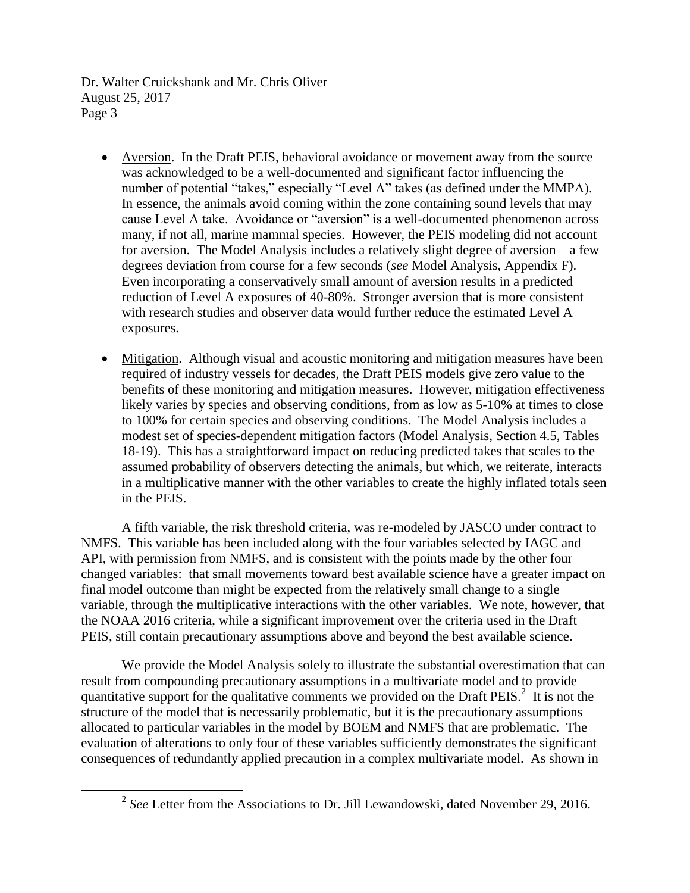- Aversion. In the Draft PEIS, behavioral avoidance or movement away from the source was acknowledged to be a well-documented and significant factor influencing the number of potential "takes," especially "Level A" takes (as defined under the MMPA). In essence, the animals avoid coming within the zone containing sound levels that may cause Level A take. Avoidance or "aversion" is a well-documented phenomenon across many, if not all, marine mammal species. However, the PEIS modeling did not account for aversion. The Model Analysis includes a relatively slight degree of aversion—a few degrees deviation from course for a few seconds (*see* Model Analysis, Appendix F). Even incorporating a conservatively small amount of aversion results in a predicted reduction of Level A exposures of 40-80%. Stronger aversion that is more consistent with research studies and observer data would further reduce the estimated Level A exposures.

- Mitigation. Although visual and acoustic monitoring and mitigation measures have been required of industry vessels for decades, the Draft PEIS models give zero value to the benefits of these monitoring and mitigation measures. However, mitigation effectiveness likely varies by species and observing conditions, from as low as 5-10% at times to close to 100% for certain species and observing conditions. The Model Analysis includes a modest set of species-dependent mitigation factors (Model Analysis, Section 4.5, Tables 18-19). This has a straightforward impact on reducing predicted takes that scales to the assumed probability of observers detecting the animals, but which, we reiterate, interacts in a multiplicative manner with the other variables to create the highly inflated totals seen in the PEIS.

A fifth variable, the risk threshold criteria, was re-modeled by JASCO under contract to NMFS. This variable has been included along with the four variables selected by IAGC and API, with permission from NMFS, and is consistent with the points made by the other four changed variables: that small movements toward best available science have a greater impact on final model outcome than might be expected from the relatively small change to a single variable, through the multiplicative interactions with the other variables. We note, however, that the NOAA 2016 criteria, while a significant improvement over the criteria used in the Draft PEIS, still contain precautionary assumptions above and beyond the best available science.

We provide the Model Analysis solely to illustrate the substantial overestimation that can result from compounding precautionary assumptions in a multivariate model and to provide quantitative support for the qualitative comments we provided on the Draft PEIS.[2] It is not the structure of the model that is necessarily problematic, but it is the precautionary assumptions allocated to particular variables in the model by BOEM and NMFS that are problematic. The evaluation of alterations to only four of these variables sufficiently demonstrates the significant consequences of redundantly applied precaution in a complex multivariate model. As shown in

[2] *See* Letter from the Associations to Dr. Jill Lewandowski, dated November 29, 2016.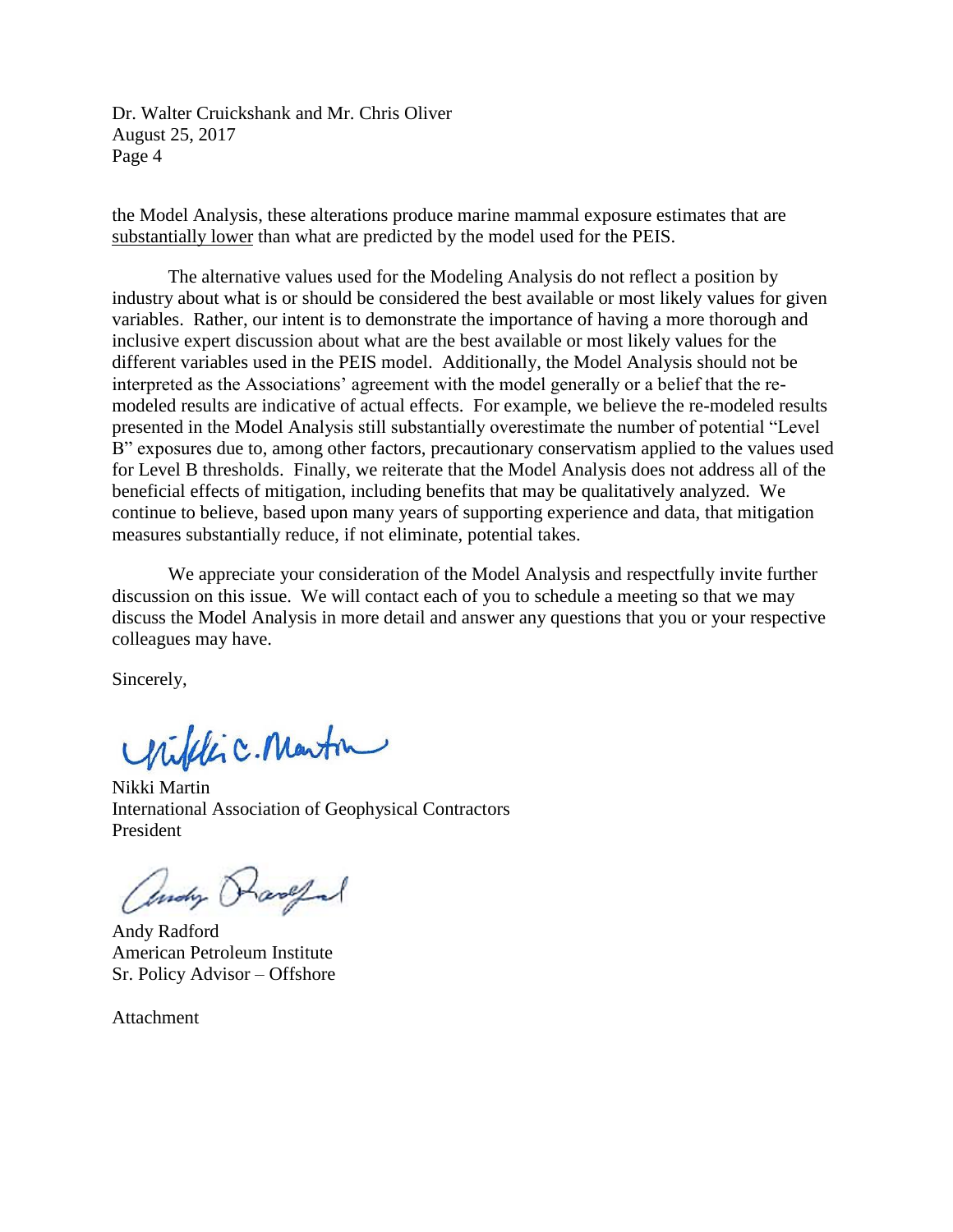the Model Analysis, these alterations produce marine mammal exposure estimates that are <u>substantially lower</u> than what are predicted by the model used for the PEIS.

The alternative values used for the Modeling Analysis do not reflect a position by industry about what is or should be considered the best available or most likely values for given variables. Rather, our intent is to demonstrate the importance of having a more thorough and inclusive expert discussion about what are the best available or most likely values for the different variables used in the PEIS model. Additionally, the Model Analysis should not be interpreted as the Associations' agreement with the model generally or a belief that the re-modeled results are indicative of actual effects. For example, we believe the re-modeled results presented in the Model Analysis still substantially overestimate the number of potential "Level B" exposures due to, among other factors, precautionary conservatism applied to the values used for Level B thresholds. Finally, we reiterate that the Model Analysis does not address all of the beneficial effects of mitigation, including benefits that may be qualitatively analyzed. We continue to believe, based upon many years of supporting experience and data, that mitigation measures substantially reduce, if not eliminate, potential takes.

We appreciate your consideration of the Model Analysis and respectfully invite further discussion on this issue. We will contact each of you to schedule a meeting so that we may discuss the Model Analysis in more detail and answer any questions that you or your respective colleagues may have.

Sincerely,

Nikki C. Martin

Nikki Martin
International Association of Geophysical Contractors
President

Andy Radford

Andy Radford
American Petroleum Institute
Sr. Policy Advisor – Offshore

Attachment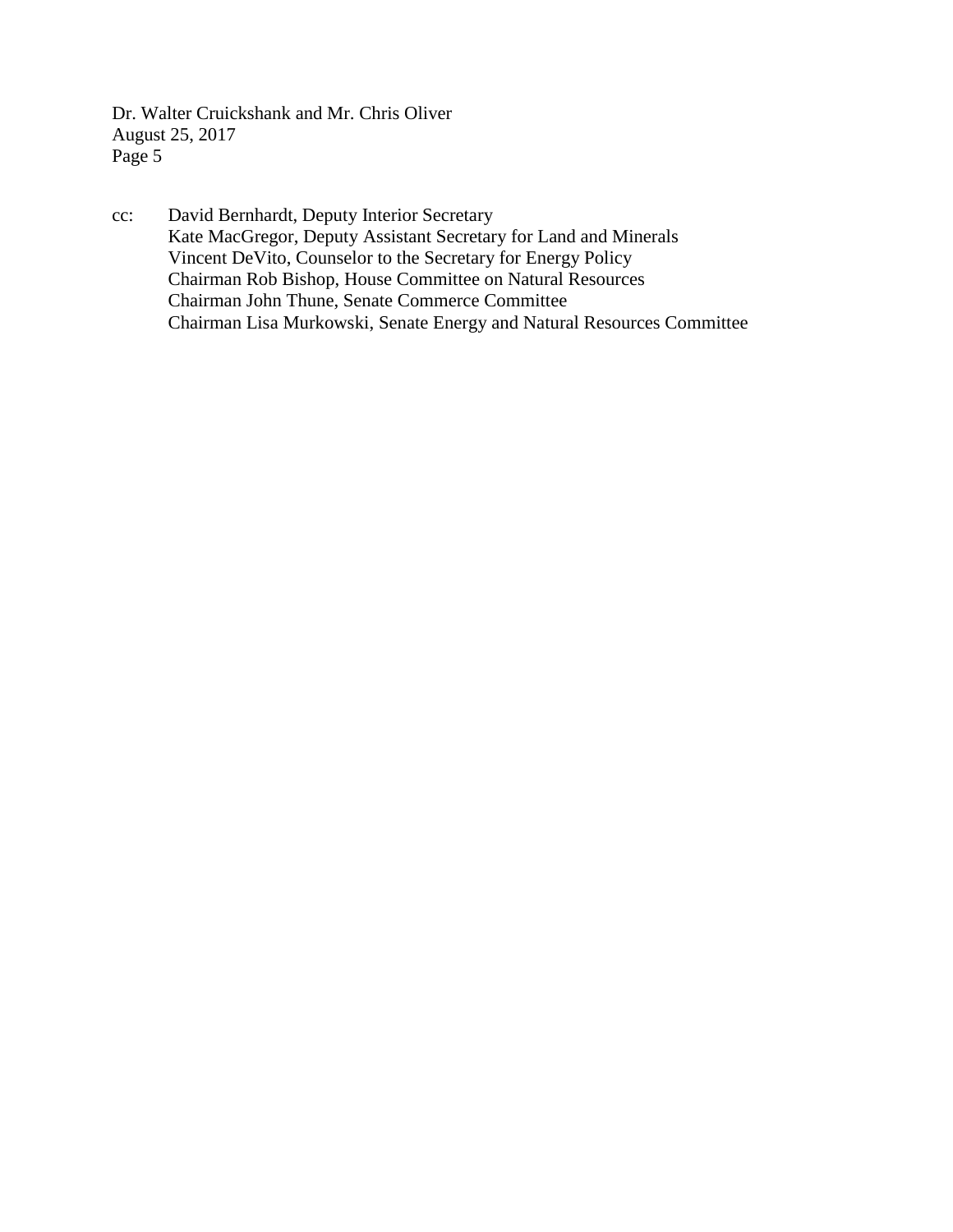cc: David Bernhardt, Deputy Interior Secretary
Kate MacGregor, Deputy Assistant Secretary for Land and Minerals
Vincent DeVito, Counselor to the Secretary for Energy Policy
Chairman Rob Bishop, House Committee on Natural Resources
Chairman John Thune, Senate Commerce Committee
Chairman Lisa Murkowski, Senate Energy and Natural Resources Committee